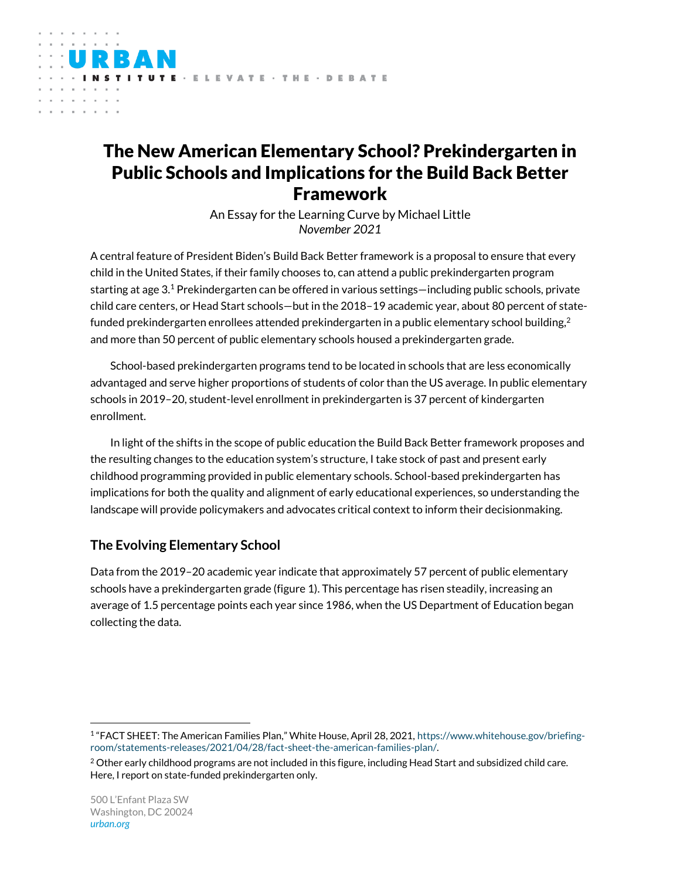# The New American Elementary School? Prekindergarten in Public Schools and Implications for the Build Back Better Framework

An Essay for the Learning Curve by Michael Little
*November 2021*

A central feature of President Biden's Build Back Better framework is a proposal to ensure that every child in the United States, if their family chooses to, can attend a public prekindergarten program starting at age 3.[1] Prekindergarten can be offered in various settings—including public schools, private child care centers, or Head Start schools—but in the 2018–19 academic year, about 80 percent of state-funded prekindergarten enrollees attended prekindergarten in a public elementary school building,[2] and more than 50 percent of public elementary schools housed a prekindergarten grade.

School-based prekindergarten programs tend to be located in schools that are less economically advantaged and serve higher proportions of students of color than the US average. In public elementary schools in 2019–20, student-level enrollment in prekindergarten is 37 percent of kindergarten enrollment.

In light of the shifts in the scope of public education the Build Back Better framework proposes and the resulting changes to the education system's structure, I take stock of past and present early childhood programming provided in public elementary schools. School-based prekindergarten has implications for both the quality and alignment of early educational experiences, so understanding the landscape will provide policymakers and advocates critical context to inform their decisionmaking.

## The Evolving Elementary School

Data from the 2019–20 academic year indicate that approximately 57 percent of public elementary schools have a prekindergarten grade (figure 1). This percentage has risen steadily, increasing an average of 1.5 percentage points each year since 1986, when the US Department of Education began collecting the data.

---

[1] "FACT SHEET: The American Families Plan," White House, April 28, 2021, https://www.whitehouse.gov/briefing-room/statements-releases/2021/04/28/fact-sheet-the-american-families-plan/.

[2] Other early childhood programs are not included in this figure, including Head Start and subsidized child care. Here, I report on state-funded prekindergarten only.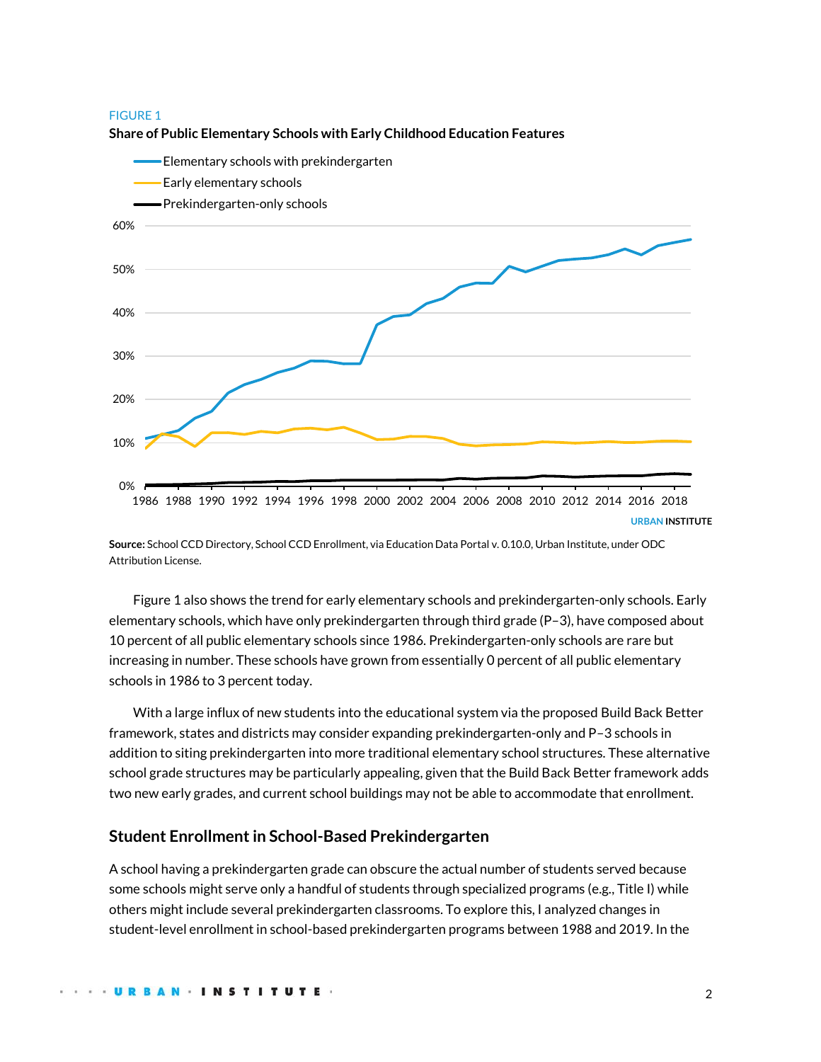FIGURE 1

**Share of Public Elementary Schools with Early Childhood Education Features**

**Source:** School CCD Directory, School CCD Enrollment, via Education Data Portal v. 0.10.0, Urban Institute, under ODC Attribution License.

Figure 1 also shows the trend for early elementary schools and prekindergarten-only schools. Early elementary schools, which have only prekindergarten through third grade (P–3), have composed about 10 percent of all public elementary schools since 1986. Prekindergarten-only schools are rare but increasing in number. These schools have grown from essentially 0 percent of all public elementary schools in 1986 to 3 percent today.

With a large influx of new students into the educational system via the proposed Build Back Better framework, states and districts may consider expanding prekindergarten-only and P–3 schools in addition to siting prekindergarten into more traditional elementary school structures. These alternative school grade structures may be particularly appealing, given that the Build Back Better framework adds two new early grades, and current school buildings may not be able to accommodate that enrollment.

## Student Enrollment in School-Based Prekindergarten

A school having a prekindergarten grade can obscure the actual number of students served because some schools might serve only a handful of students through specialized programs (e.g., Title I) while others might include several prekindergarten classrooms. To explore this, I analyzed changes in student-level enrollment in school-based prekindergarten programs between 1988 and 2019. In the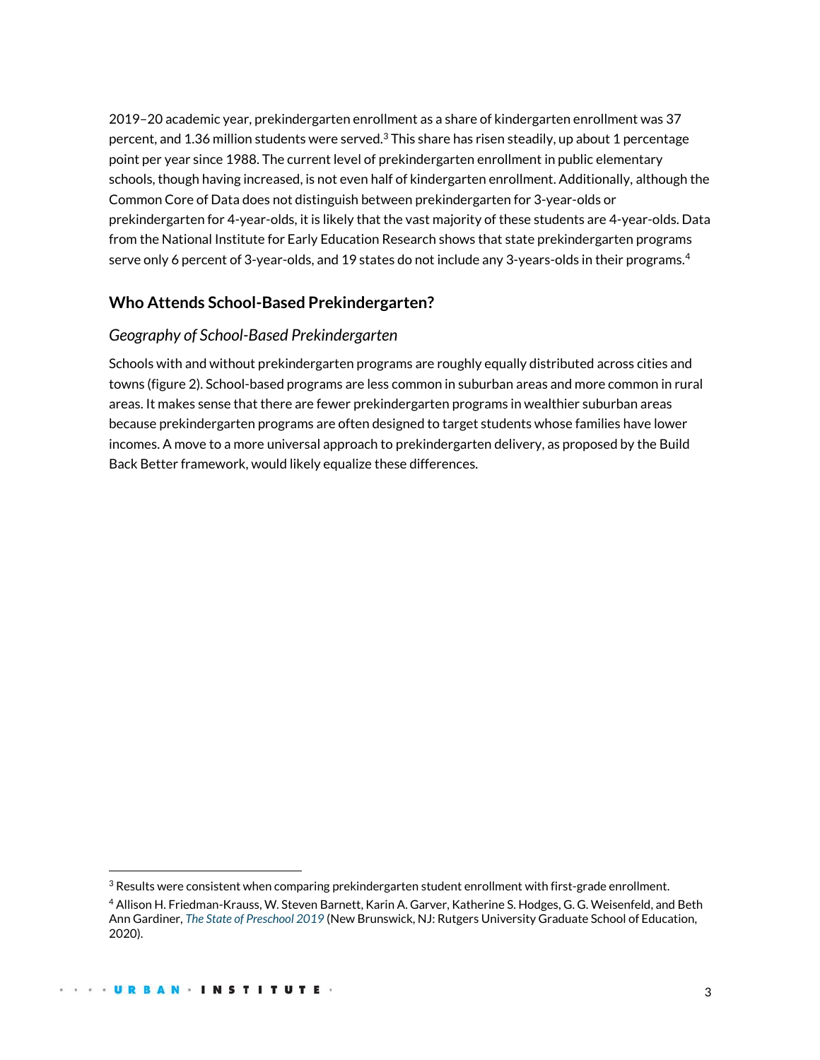2019–20 academic year, prekindergarten enrollment as a share of kindergarten enrollment was 37 percent, and 1.36 million students were served.[3] This share has risen steadily, up about 1 percentage point per year since 1988. The current level of prekindergarten enrollment in public elementary schools, though having increased, is not even half of kindergarten enrollment. Additionally, although the Common Core of Data does not distinguish between prekindergarten for 3-year-olds or prekindergarten for 4-year-olds, it is likely that the vast majority of these students are 4-year-olds. Data from the National Institute for Early Education Research shows that state prekindergarten programs serve only 6 percent of 3-year-olds, and 19 states do not include any 3-years-olds in their programs.[4]

## Who Attends School-Based Prekindergarten?

### *Geography of School-Based Prekindergarten*

Schools with and without prekindergarten programs are roughly equally distributed across cities and towns (figure 2). School-based programs are less common in suburban areas and more common in rural areas. It makes sense that there are fewer prekindergarten programs in wealthier suburban areas because prekindergarten programs are often designed to target students whose families have lower incomes. A move to a more universal approach to prekindergarten delivery, as proposed by the Build Back Better framework, would likely equalize these differences.

---

[3] Results were consistent when comparing prekindergarten student enrollment with first-grade enrollment.

[4] Allison H. Friedman-Krauss, W. Steven Barnett, Karin A. Garver, Katherine S. Hodges, G. G. Weisenfeld, and Beth Ann Gardiner, *The State of Preschool 2019* (New Brunswick, NJ: Rutgers University Graduate School of Education, 2020).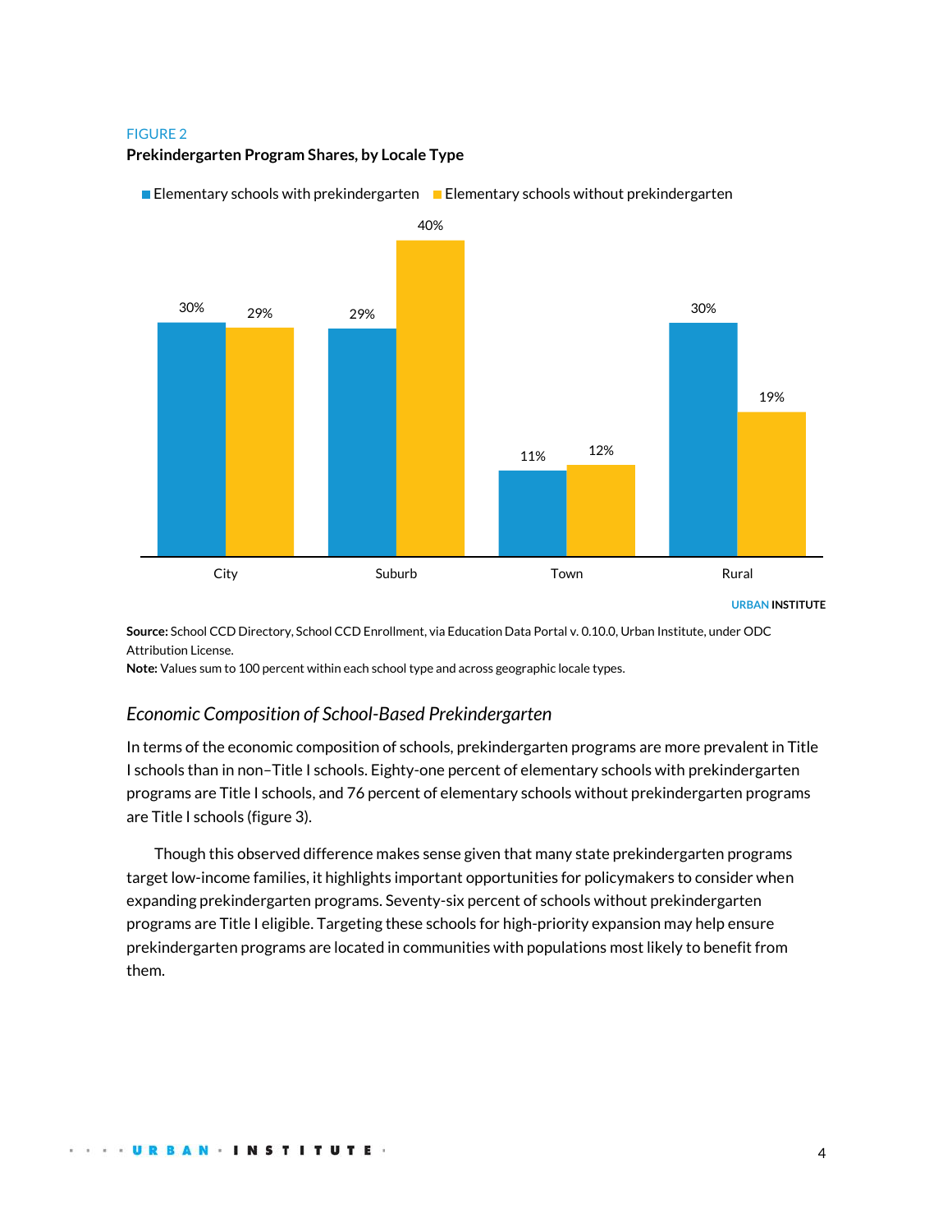FIGURE 2

**Prekindergarten Program Shares, by Locale Type**

| | Elementary schools with prekindergarten | Elementary schools without prekindergarten |
|---|---|---|
| City | 30% | 29% |
| Suburb | 29% | 40% |
| Town | 11% | 12% |
| Rural | 30% | 19% |

URBAN INSTITUTE

**Source:** School CCD Directory, School CCD Enrollment, via Education Data Portal v. 0.10.0, Urban Institute, under ODC Attribution License.

**Note:** Values sum to 100 percent within each school type and across geographic locale types.

## *Economic Composition of School-Based Prekindergarten*

In terms of the economic composition of schools, prekindergarten programs are more prevalent in Title I schools than in non–Title I schools. Eighty-one percent of elementary schools with prekindergarten programs are Title I schools, and 76 percent of elementary schools without prekindergarten programs are Title I schools (figure 3).

Though this observed difference makes sense given that many state prekindergarten programs target low-income families, it highlights important opportunities for policymakers to consider when expanding prekindergarten programs. Seventy-six percent of schools without prekindergarten programs are Title I eligible. Targeting these schools for high-priority expansion may help ensure prekindergarten programs are located in communities with populations most likely to benefit from them.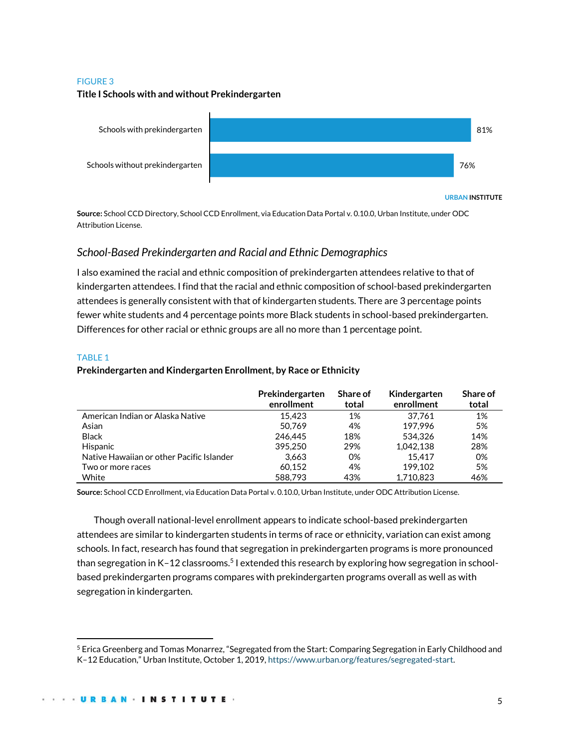FIGURE 3

**Title I Schools with and without Prekindergarten**

| | |
|---|---|
| Schools with prekindergarten | 81% |
| Schools without prekindergarten | 76% |

URBAN INSTITUTE

**Source:** School CCD Directory, School CCD Enrollment, via Education Data Portal v. 0.10.0, Urban Institute, under ODC Attribution License.

### *School-Based Prekindergarten and Racial and Ethnic Demographics*

I also examined the racial and ethnic composition of prekindergarten attendees relative to that of kindergarten attendees. I find that the racial and ethnic composition of school-based prekindergarten attendees is generally consistent with that of kindergarten students. There are 3 percentage points fewer white students and 4 percentage points more Black students in school-based prekindergarten. Differences for other racial or ethnic groups are all no more than 1 percentage point.

TABLE 1

**Prekindergarten and Kindergarten Enrollment, by Race or Ethnicity**

| | Prekindergarten enrollment | Share of total | Kindergarten enrollment | Share of total |
|---|---|---|---|---|
| American Indian or Alaska Native | 15,423 | 1% | 37,761 | 1% |
| Asian | 50,769 | 4% | 197,996 | 5% |
| Black | 246,445 | 18% | 534,326 | 14% |
| Hispanic | 395,250 | 29% | 1,042,138 | 28% |
| Native Hawaiian or other Pacific Islander | 3,663 | 0% | 15,417 | 0% |
| Two or more races | 60,152 | 4% | 199,102 | 5% |
| White | 588,793 | 43% | 1,710,823 | 46% |

**Source:** School CCD Enrollment, via Education Data Portal v. 0.10.0, Urban Institute, under ODC Attribution License.

Though overall national-level enrollment appears to indicate school-based prekindergarten attendees are similar to kindergarten students in terms of race or ethnicity, variation can exist among schools. In fact, research has found that segregation in prekindergarten programs is more pronounced than segregation in K–12 classrooms.[5] I extended this research by exploring how segregation in school-based prekindergarten programs compares with prekindergarten programs overall as well as with segregation in kindergarten.

[5] Erica Greenberg and Tomas Monarrez, "Segregated from the Start: Comparing Segregation in Early Childhood and K–12 Education," Urban Institute, October 1, 2019, https://www.urban.org/features/segregated-start.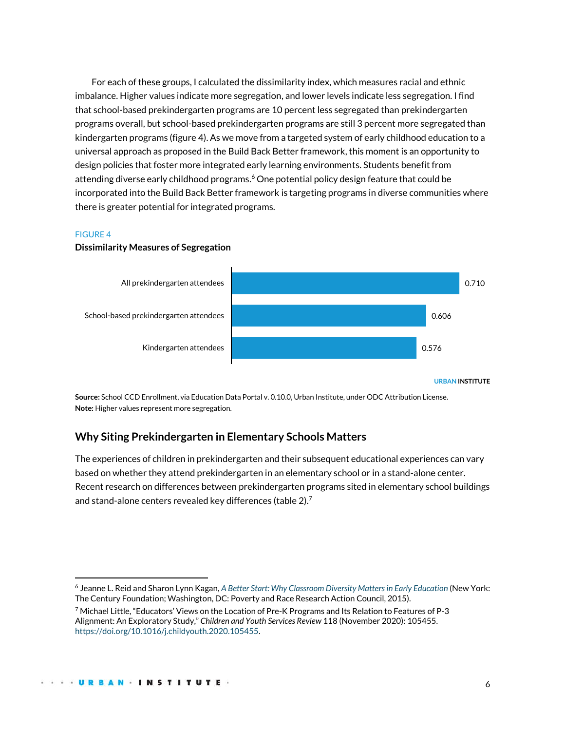For each of these groups, I calculated the dissimilarity index, which measures racial and ethnic imbalance. Higher values indicate more segregation, and lower levels indicate less segregation. I find that school-based prekindergarten programs are 10 percent less segregated than prekindergarten programs overall, but school-based prekindergarten programs are still 3 percent more segregated than kindergarten programs (figure 4). As we move from a targeted system of early childhood education to a universal approach as proposed in the Build Back Better framework, this moment is an opportunity to design policies that foster more integrated early learning environments. Students benefit from attending diverse early childhood programs.[6] One potential policy design feature that could be incorporated into the Build Back Better framework is targeting programs in diverse communities where there is greater potential for integrated programs.

FIGURE 4

**Dissimilarity Measures of Segregation**

| Group | Dissimilarity index |
|---|---|
| All prekindergarten attendees | 0.710 |
| School-based prekindergarten attendees | 0.606 |
| Kindergarten attendees | 0.576 |

URBAN INSTITUTE

**Source:** School CCD Enrollment, via Education Data Portal v. 0.10.0, Urban Institute, under ODC Attribution License.
**Note:** Higher values represent more segregation.

## Why Siting Prekindergarten in Elementary Schools Matters

The experiences of children in prekindergarten and their subsequent educational experiences can vary based on whether they attend prekindergarten in an elementary school or in a stand-alone center. Recent research on differences between prekindergarten programs sited in elementary school buildings and stand-alone centers revealed key differences (table 2).[7]

---

[6] Jeanne L. Reid and Sharon Lynn Kagan, *A Better Start: Why Classroom Diversity Matters in Early Education* (New York: The Century Foundation; Washington, DC: Poverty and Race Research Action Council, 2015).

[7] Michael Little, "Educators' Views on the Location of Pre-K Programs and Its Relation to Features of P-3 Alignment: An Exploratory Study," *Children and Youth Services Review* 118 (November 2020): 105455. https://doi.org/10.1016/j.childyouth.2020.105455.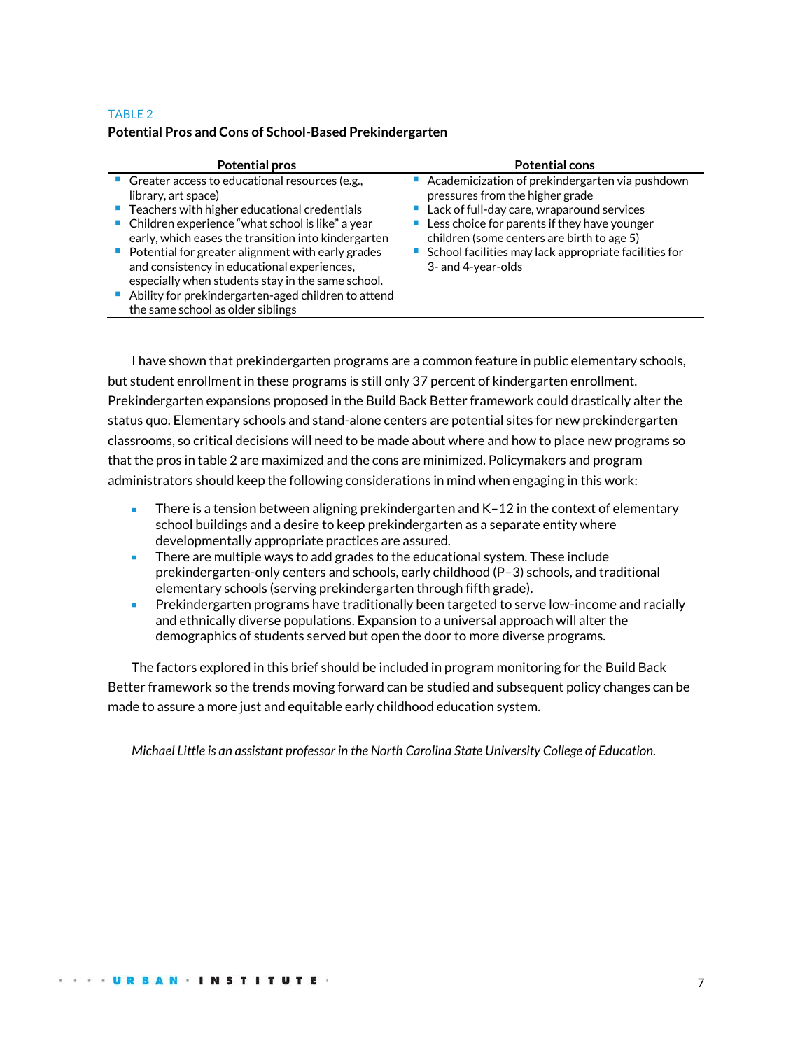TABLE 2

**Potential Pros and Cons of School-Based Prekindergarten**

| Potential pros | Potential cons |
|---|---|
| ▪ Greater access to educational resources (e.g., library, art space)<br>▪ Teachers with higher educational credentials<br>▪ Children experience "what school is like" a year early, which eases the transition into kindergarten<br>▪ Potential for greater alignment with early grades and consistency in educational experiences, especially when students stay in the same school.<br>▪ Ability for prekindergarten-aged children to attend the same school as older siblings | ▪ Academicization of prekindergarten via pushdown pressures from the higher grade<br>▪ Lack of full-day care, wraparound services<br>▪ Less choice for parents if they have younger children (some centers are birth to age 5)<br>▪ School facilities may lack appropriate facilities for 3- and 4-year-olds |

I have shown that prekindergarten programs are a common feature in public elementary schools, but student enrollment in these programs is still only 37 percent of kindergarten enrollment. Prekindergarten expansions proposed in the Build Back Better framework could drastically alter the status quo. Elementary schools and stand-alone centers are potential sites for new prekindergarten classrooms, so critical decisions will need to be made about where and how to place new programs so that the pros in table 2 are maximized and the cons are minimized. Policymakers and program administrators should keep the following considerations in mind when engaging in this work:

- There is a tension between aligning prekindergarten and K–12 in the context of elementary school buildings and a desire to keep prekindergarten as a separate entity where developmentally appropriate practices are assured.
- There are multiple ways to add grades to the educational system. These include prekindergarten-only centers and schools, early childhood (P–3) schools, and traditional elementary schools (serving prekindergarten through fifth grade).
- Prekindergarten programs have traditionally been targeted to serve low-income and racially and ethnically diverse populations. Expansion to a universal approach will alter the demographics of students served but open the door to more diverse programs.

The factors explored in this brief should be included in program monitoring for the Build Back Better framework so the trends moving forward can be studied and subsequent policy changes can be made to assure a more just and equitable early childhood education system.

*Michael Little is an assistant professor in the North Carolina State University College of Education.*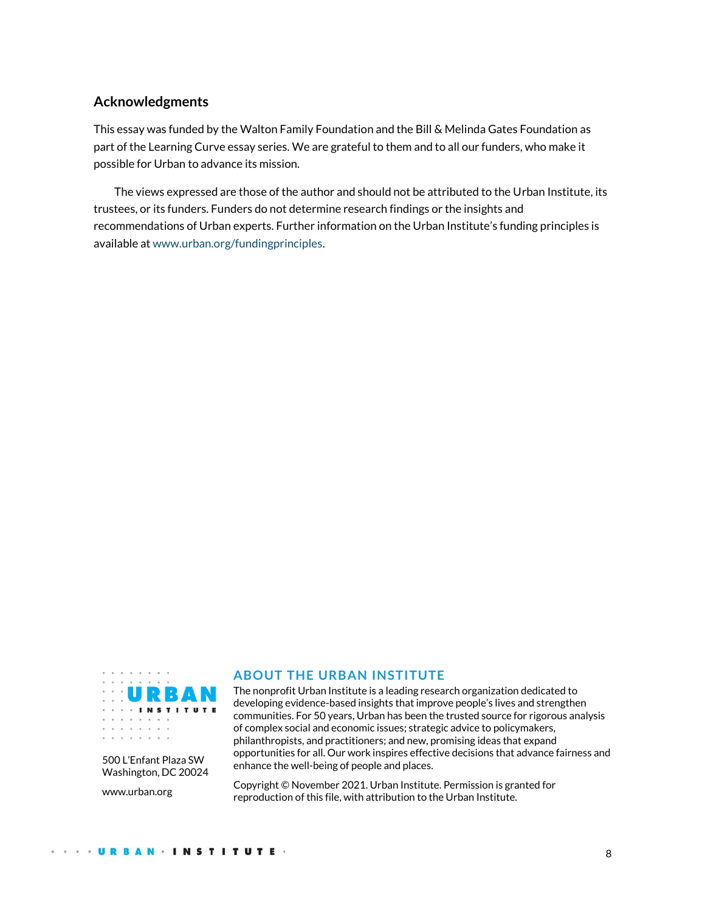## Acknowledgments

This essay was funded by the Walton Family Foundation and the Bill & Melinda Gates Foundation as part of the Learning Curve essay series. We are grateful to them and to all our funders, who make it possible for Urban to advance its mission.

The views expressed are those of the author and should not be attributed to the Urban Institute, its trustees, or its funders. Funders do not determine research findings or the insights and recommendations of Urban experts. Further information on the Urban Institute's funding principles is available at www.urban.org/fundingprinciples.

URBAN INSTITUTE

500 L'Enfant Plaza SW
Washington, DC 20024

www.urban.org

### ABOUT THE URBAN INSTITUTE

The nonprofit Urban Institute is a leading research organization dedicated to developing evidence-based insights that improve people's lives and strengthen communities. For 50 years, Urban has been the trusted source for rigorous analysis of complex social and economic issues; strategic advice to policymakers, philanthropists, and practitioners; and new, promising ideas that expand opportunities for all. Our work inspires effective decisions that advance fairness and enhance the well-being of people and places.

Copyright © November 2021. Urban Institute. Permission is granted for reproduction of this file, with attribution to the Urban Institute.